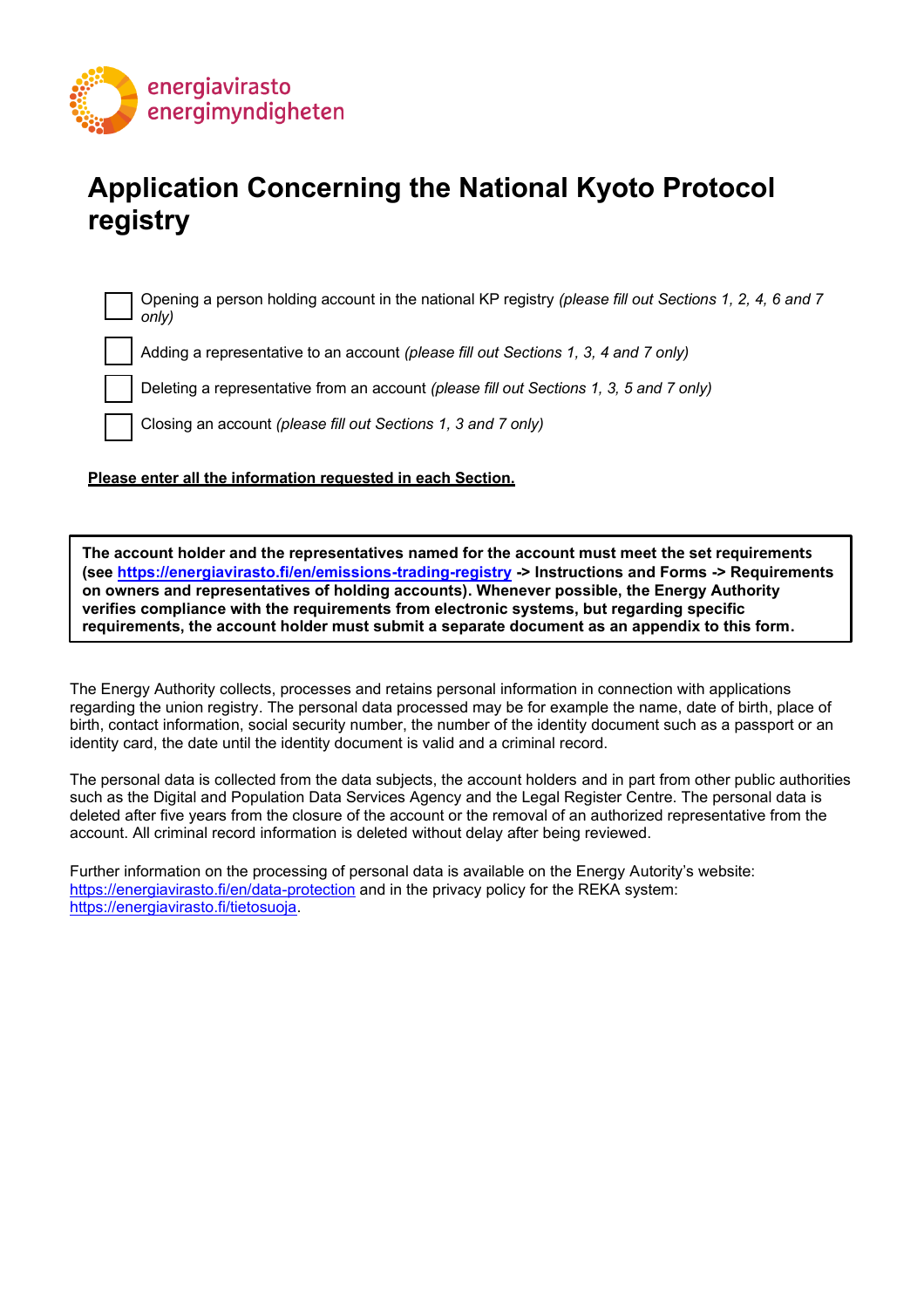energiavirasto
energimyndigheten

# Application Concerning the National Kyoto Protocol registry

- ☐ Opening a person holding account in the national KP registry *(please fill out Sections 1, 2, 4, 6 and 7 only)*
- ☐ Adding a representative to an account *(please fill out Sections 1, 3, 4 and 7 only)*
- ☐ Deleting a representative from an account *(please fill out Sections 1, 3, 5 and 7 only)*
- ☐ Closing an account *(please fill out Sections 1, 3 and 7 only)*

**Please enter all the information requested in each Section.**

**The account holder and the representatives named for the account must meet the set requirements (see https://energiavirasto.fi/en/emissions-trading-registry -> Instructions and Forms -> Requirements on owners and representatives of holding accounts). Whenever possible, the Energy Authority verifies compliance with the requirements from electronic systems, but regarding specific requirements, the account holder must submit a separate document as an appendix to this form.**

The Energy Authority collects, processes and retains personal information in connection with applications regarding the union registry. The personal data processed may be for example the name, date of birth, place of birth, contact information, social security number, the number of the identity document such as a passport or an identity card, the date until the identity document is valid and a criminal record.

The personal data is collected from the data subjects, the account holders and in part from other public authorities such as the Digital and Population Data Services Agency and the Legal Register Centre. The personal data is deleted after five years from the closure of the account or the removal of an authorized representative from the account. All criminal record information is deleted without delay after being reviewed.

Further information on the processing of personal data is available on the Energy Autority's website: https://energiavirasto.fi/en/data-protection and in the privacy policy for the REKA system: https://energiavirasto.fi/tietosuoja.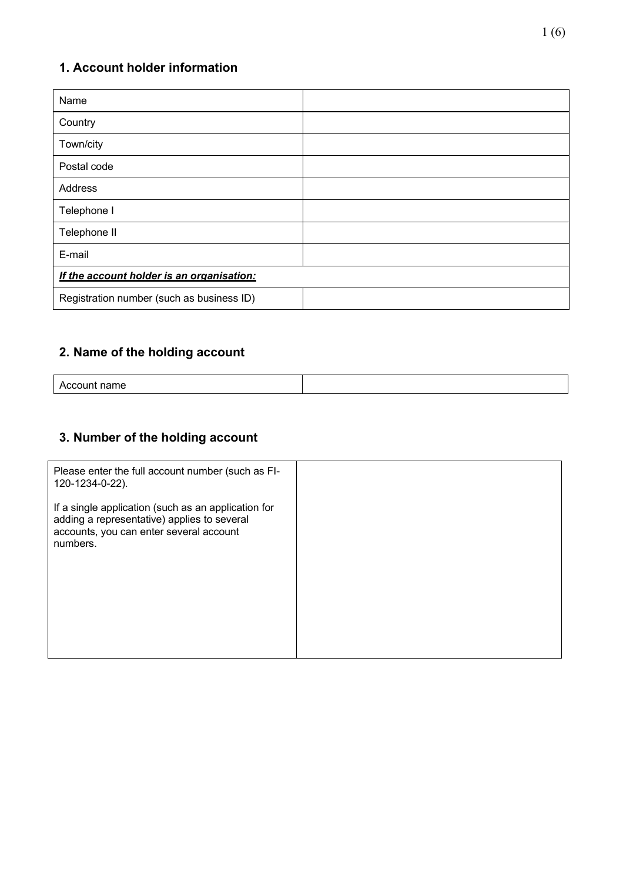## 1. Account holder information

| Name | |
|---|---|
| Country | |
| Town/city | |
| Postal code | |
| Address | |
| Telephone I | |
| Telephone II | |
| E-mail | |
| ***If the account holder is an organisation:*** | |
| Registration number (such as business ID) | |

## 2. Name of the holding account

| Account name | |
|---|---|

## 3. Number of the holding account

| Please enter the full account number (such as FI-120-1234-0-22).<br><br>If a single application (such as an application for adding a representative) applies to several accounts, you can enter several account numbers. | |
|---|---|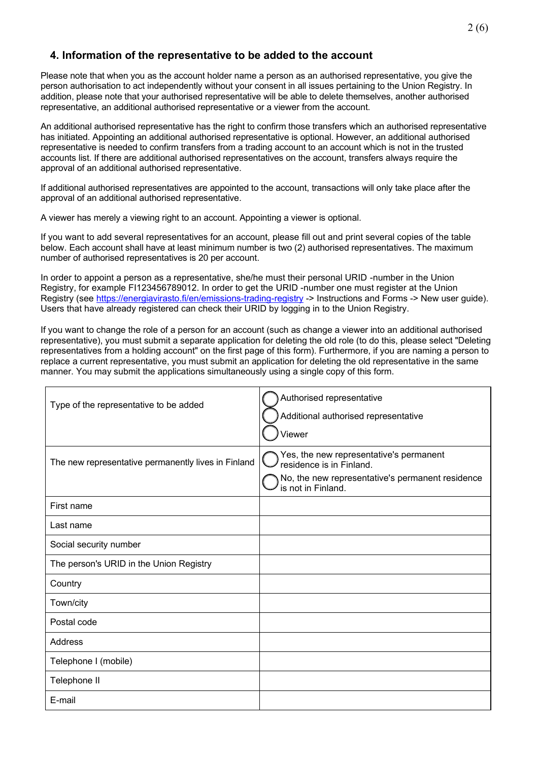## 4. Information of the representative to be added to the account

Please note that when you as the account holder name a person as an authorised representative, you give the person authorisation to act independently without your consent in all issues pertaining to the Union Registry. In addition, please note that your authorised representative will be able to delete themselves, another authorised representative, an additional authorised representative or a viewer from the account.

An additional authorised representative has the right to confirm those transfers which an authorised representative has initiated. Appointing an additional authorised representative is optional. However, an additional authorised representative is needed to confirm transfers from a trading account to an account which is not in the trusted accounts list. If there are additional authorised representatives on the account, transfers always require the approval of an additional authorised representative.

If additional authorised representatives are appointed to the account, transactions will only take place after the approval of an additional authorised representative.

A viewer has merely a viewing right to an account. Appointing a viewer is optional.

If you want to add several representatives for an account, please fill out and print several copies of the table below. Each account shall have at least minimum number is two (2) authorised representatives. The maximum number of authorised representatives is 20 per account.

In order to appoint a person as a representative, she/he must their personal URID -number in the Union Registry, for example FI123456789012. In order to get the URID -number one must register at the Union Registry (see [https://energiavirasto.fi/en/emissions-trading-registry](https://energiavirasto.fi/en/emissions-trading-registry) -> Instructions and Forms -> New user guide). Users that have already registered can check their URID by logging in to the Union Registry.

If you want to change the role of a person for an account (such as change a viewer into an additional authorised representative), you must submit a separate application for deleting the old role (to do this, please select "Deleting representatives from a holding account" on the first page of this form). Furthermore, if you are naming a person to replace a current representative, you must submit an application for deleting the old representative in the same manner. You may submit the applications simultaneously using a single copy of this form.

| | |
|---|---|
| Type of the representative to be added | ◯ Authorised representative<br>◯ Additional authorised representative<br>◯ Viewer |
| The new representative permanently lives in Finland | ◯ Yes, the new representative's permanent residence is in Finland.<br>◯ No, the new representative's permanent residence is not in Finland. |
| First name | |
| Last name | |
| Social security number | |
| The person's URID in the Union Registry | |
| Country | |
| Town/city | |
| Postal code | |
| Address | |
| Telephone I (mobile) | |
| Telephone II | |
| E-mail | |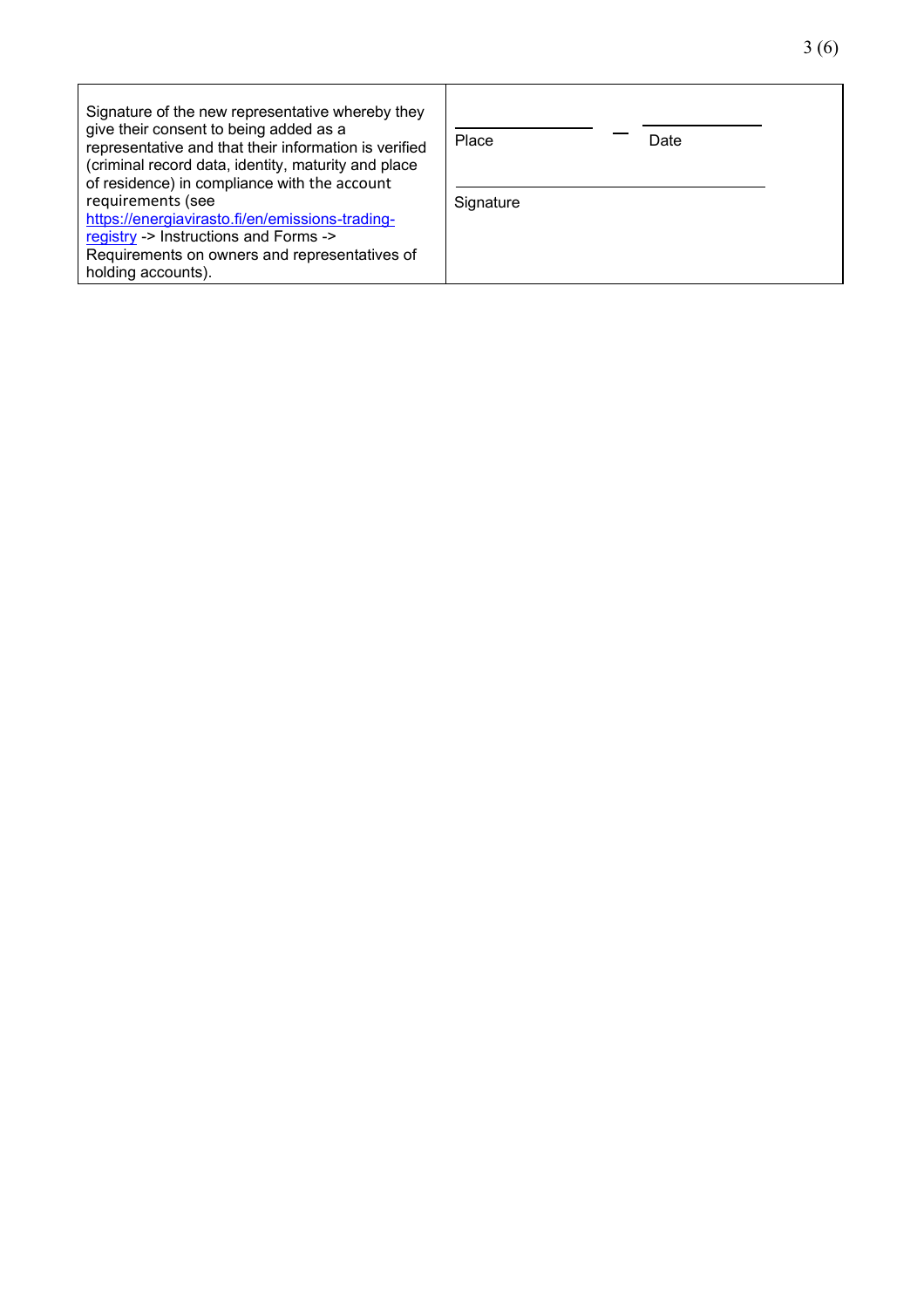| Signature of the new representative whereby they give their consent to being added as a representative and that their information is verified (criminal record data, identity, maturity and place of residence) in compliance with the account requirements (see https://energiavirasto.fi/en/emissions-trading-registry -> Instructions and Forms -> Requirements on owners and representatives of holding accounts). | \_\_\_\_\_\_\_\_\_\_\_\_\_\_ — \_\_\_\_\_\_\_\_\_\_\_\_<br>Place Date<br><br>\_\_\_\_\_\_\_\_\_\_\_\_\_\_\_\_\_\_\_\_\_\_\_\_\_\_\_\_<br>Signature |
|---|---|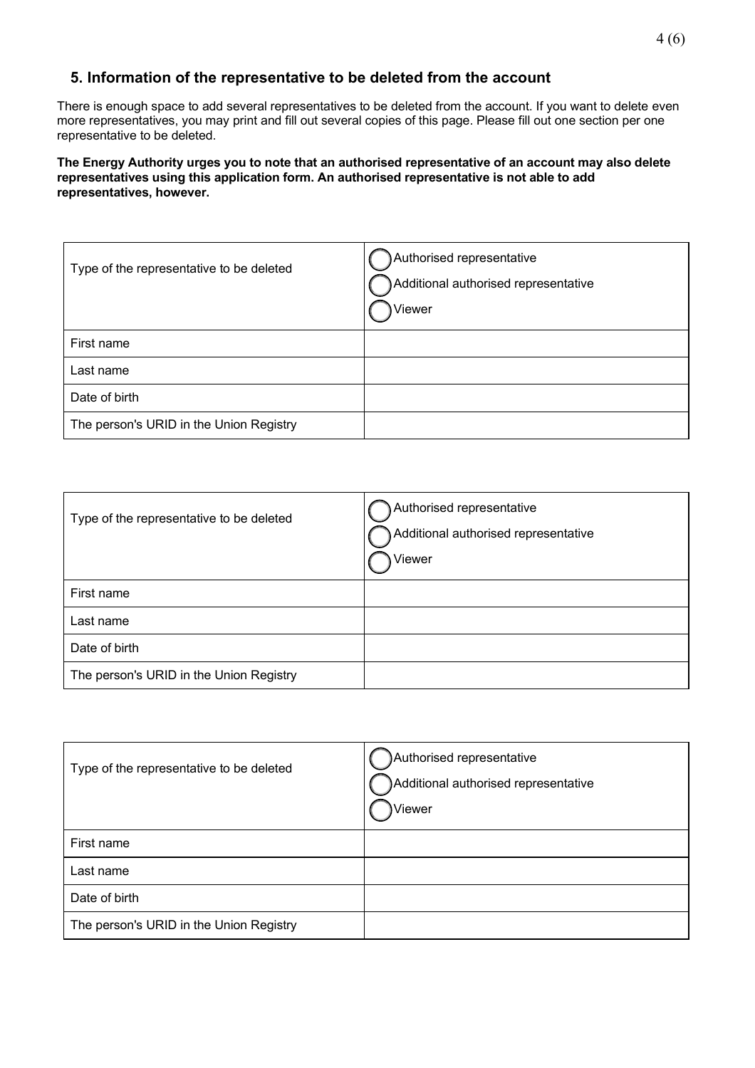## 5. Information of the representative to be deleted from the account

There is enough space to add several representatives to be deleted from the account. If you want to delete even more representatives, you may print and fill out several copies of this page. Please fill out one section per one representative to be deleted.

**The Energy Authority urges you to note that an authorised representative of an account may also delete representatives using this application form. An authorised representative is not able to add representatives, however.**

| Type of the representative to be deleted | ◯ Authorised representative<br>◯ Additional authorised representative<br>◯ Viewer |
|---|---|
| First name | |
| Last name | |
| Date of birth | |
| The person's URID in the Union Registry | |

| Type of the representative to be deleted | ◯ Authorised representative<br>◯ Additional authorised representative<br>◯ Viewer |
|---|---|
| First name | |
| Last name | |
| Date of birth | |
| The person's URID in the Union Registry | |

| Type of the representative to be deleted | ◯ Authorised representative<br>◯ Additional authorised representative<br>◯ Viewer |
|---|---|
| First name | |
| Last name | |
| Date of birth | |
| The person's URID in the Union Registry | |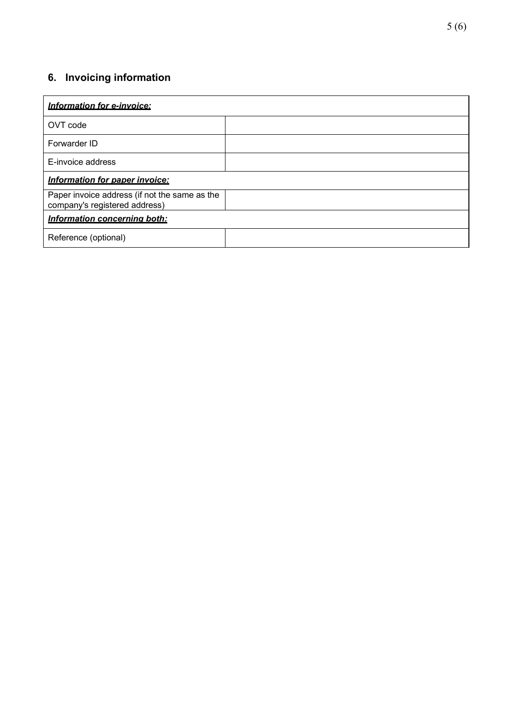## 6. Invoicing information

| ***Information for e-invoice:*** | |
|---|---|
| OVT code | |
| Forwarder ID | |
| E-invoice address | |
| ***Information for paper invoice:*** | |
| Paper invoice address (if not the same as the company's registered address) | |
| ***Information concerning both:*** | |
| Reference (optional) | |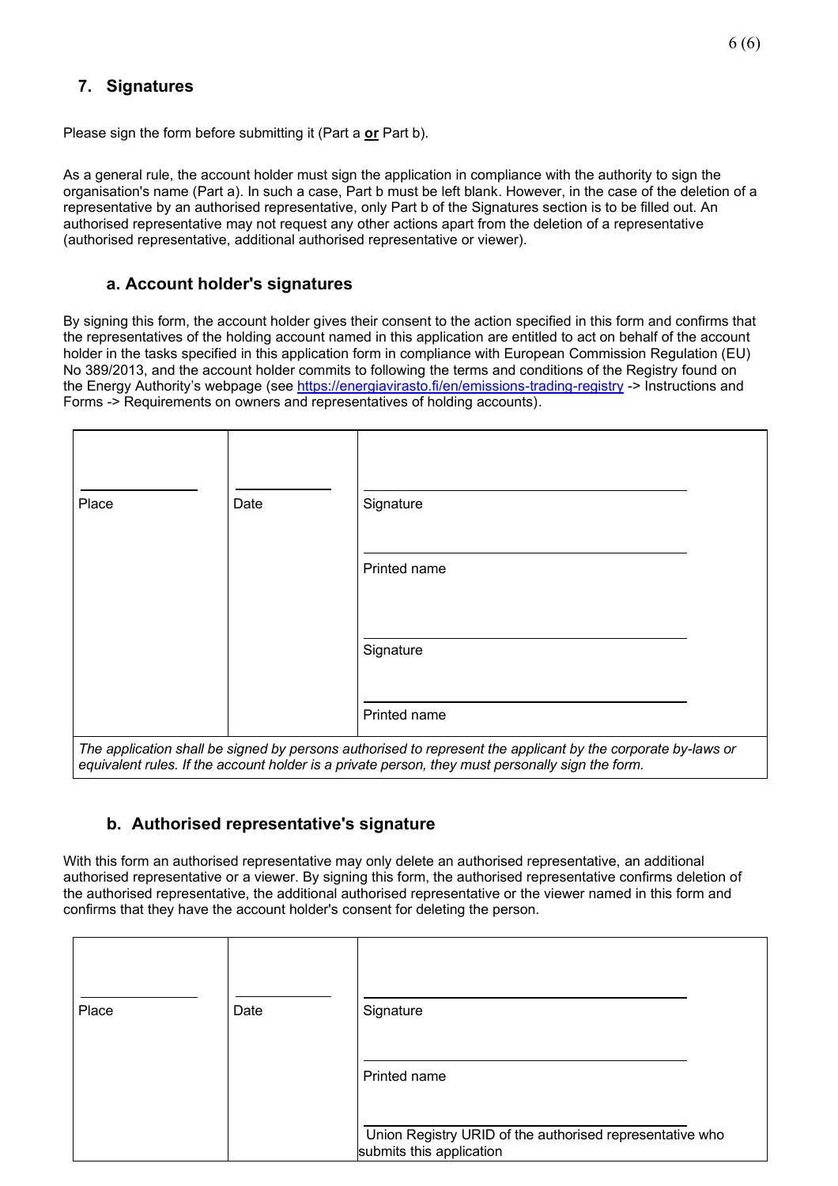## 7. Signatures

Please sign the form before submitting it (Part a **or** Part b).

As a general rule, the account holder must sign the application in compliance with the authority to sign the organisation's name (Part a). In such a case, Part b must be left blank. However, in the case of the deletion of a representative by an authorised representative, only Part b of the Signatures section is to be filled out. An authorised representative may not request any other actions apart from the deletion of a representative (authorised representative, additional authorised representative or viewer).

### a. Account holder's signatures

By signing this form, the account holder gives their consent to the action specified in this form and confirms that the representatives of the holding account named in this application are entitled to act on behalf of the account holder in the tasks specified in this application form in compliance with European Commission Regulation (EU) No 389/2013, and the account holder commits to following the terms and conditions of the Registry found on the Energy Authority's webpage (see https://energiavirasto.fi/en/emissions-trading-registry -> Instructions and Forms -> Requirements on owners and representatives of holding accounts).

| Place | Date | Signature |
|---|---|---|
| | | Printed name |
| | | Signature |
| | | Printed name |

*The application shall be signed by persons authorised to represent the applicant by the corporate by-laws or equivalent rules. If the account holder is a private person, they must personally sign the form.*

### b. Authorised representative's signature

With this form an authorised representative may only delete an authorised representative, an additional authorised representative or a viewer. By signing this form, the authorised representative confirms deletion of the authorised representative, the additional authorised representative or the viewer named in this form and confirms that they have the account holder's consent for deleting the person.

| Place | Date | Signature |
|---|---|---|
| | | Printed name |
| | | Union Registry URID of the authorised representative who submits this application |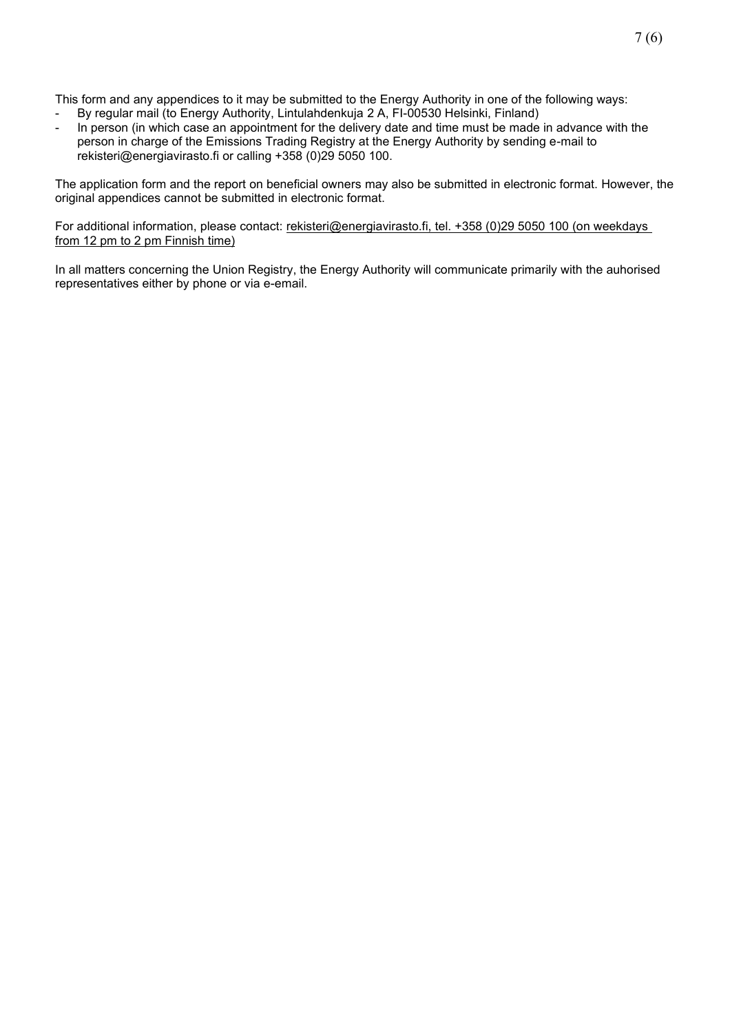This form and any appendices to it may be submitted to the Energy Authority in one of the following ways:

- By regular mail (to Energy Authority, Lintulahdenkuja 2 A, FI-00530 Helsinki, Finland)
- In person (in which case an appointment for the delivery date and time must be made in advance with the person in charge of the Emissions Trading Registry at the Energy Authority by sending e-mail to rekisteri@energiavirasto.fi or calling +358 (0)29 5050 100.

The application form and the report on beneficial owners may also be submitted in electronic format. However, the original appendices cannot be submitted in electronic format.

For additional information, please contact: rekisteri@energiavirasto.fi, tel. +358 (0)29 5050 100 (on weekdays from 12 pm to 2 pm Finnish time)

In all matters concerning the Union Registry, the Energy Authority will communicate primarily with the auhorised representatives either by phone or via e-email.